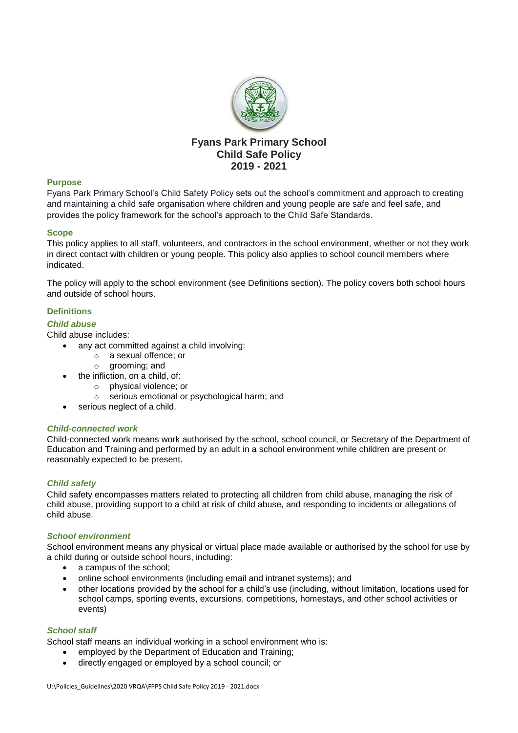# Fyans Park Primary School
# Child Safe Policy
# 2019 - 2021

## Purpose

Fyans Park Primary School's Child Safety Policy sets out the school's commitment and approach to creating and maintaining a child safe organisation where children and young people are safe and feel safe, and provides the policy framework for the school's approach to the Child Safe Standards.

## Scope

This policy applies to all staff, volunteers, and contractors in the school environment, whether or not they work in direct contact with children or young people. This policy also applies to school council members where indicated.

The policy will apply to the school environment (see Definitions section). The policy covers both school hours and outside of school hours.

## Definitions

### *Child abuse*

Child abuse includes:

- any act committed against a child involving:
  - a sexual offence; or
  - grooming; and
- the infliction, on a child, of:
  - physical violence; or
  - serious emotional or psychological harm; and
- serious neglect of a child.

### *Child-connected work*

Child-connected work means work authorised by the school, school council, or Secretary of the Department of Education and Training and performed by an adult in a school environment while children are present or reasonably expected to be present.

### *Child safety*

Child safety encompasses matters related to protecting all children from child abuse, managing the risk of child abuse, providing support to a child at risk of child abuse, and responding to incidents or allegations of child abuse.

### *School environment*

School environment means any physical or virtual place made available or authorised by the school for use by a child during or outside school hours, including:

- a campus of the school;
- online school environments (including email and intranet systems); and
- other locations provided by the school for a child's use (including, without limitation, locations used for school camps, sporting events, excursions, competitions, homestays, and other school activities or events)

### *School staff*

School staff means an individual working in a school environment who is:

- employed by the Department of Education and Training;
- directly engaged or employed by a school council; or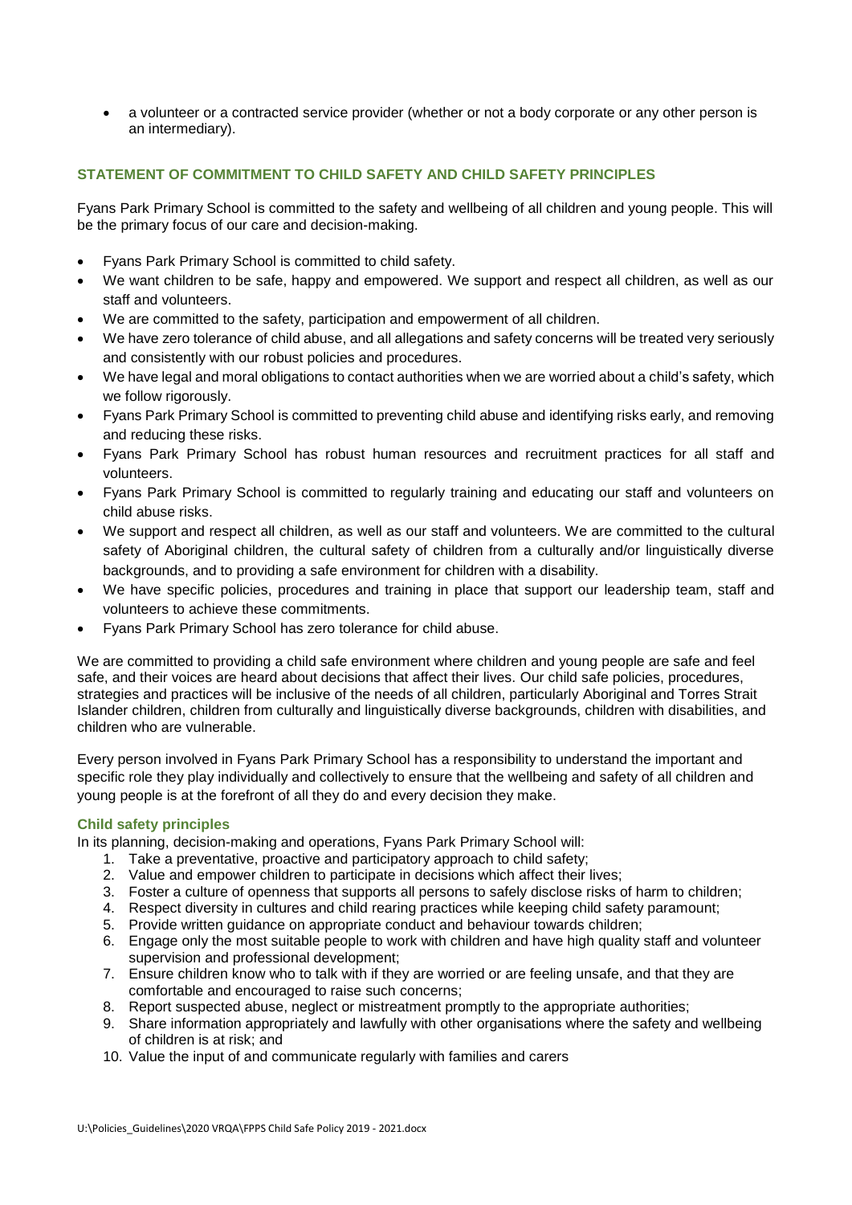- a volunteer or a contracted service provider (whether or not a body corporate or any other person is an intermediary).

## STATEMENT OF COMMITMENT TO CHILD SAFETY AND CHILD SAFETY PRINCIPLES

Fyans Park Primary School is committed to the safety and wellbeing of all children and young people. This will be the primary focus of our care and decision-making.

- Fyans Park Primary School is committed to child safety.
- We want children to be safe, happy and empowered. We support and respect all children, as well as our staff and volunteers.
- We are committed to the safety, participation and empowerment of all children.
- We have zero tolerance of child abuse, and all allegations and safety concerns will be treated very seriously and consistently with our robust policies and procedures.
- We have legal and moral obligations to contact authorities when we are worried about a child's safety, which we follow rigorously.
- Fyans Park Primary School is committed to preventing child abuse and identifying risks early, and removing and reducing these risks.
- Fyans Park Primary School has robust human resources and recruitment practices for all staff and volunteers.
- Fyans Park Primary School is committed to regularly training and educating our staff and volunteers on child abuse risks.
- We support and respect all children, as well as our staff and volunteers. We are committed to the cultural safety of Aboriginal children, the cultural safety of children from a culturally and/or linguistically diverse backgrounds, and to providing a safe environment for children with a disability.
- We have specific policies, procedures and training in place that support our leadership team, staff and volunteers to achieve these commitments.
- Fyans Park Primary School has zero tolerance for child abuse.

We are committed to providing a child safe environment where children and young people are safe and feel safe, and their voices are heard about decisions that affect their lives. Our child safe policies, procedures, strategies and practices will be inclusive of the needs of all children, particularly Aboriginal and Torres Strait Islander children, children from culturally and linguistically diverse backgrounds, children with disabilities, and children who are vulnerable.

Every person involved in Fyans Park Primary School has a responsibility to understand the important and specific role they play individually and collectively to ensure that the wellbeing and safety of all children and young people is at the forefront of all they do and every decision they make.

### Child safety principles

In its planning, decision-making and operations, Fyans Park Primary School will:

1. Take a preventative, proactive and participatory approach to child safety;
2. Value and empower children to participate in decisions which affect their lives;
3. Foster a culture of openness that supports all persons to safely disclose risks of harm to children;
4. Respect diversity in cultures and child rearing practices while keeping child safety paramount;
5. Provide written guidance on appropriate conduct and behaviour towards children;
6. Engage only the most suitable people to work with children and have high quality staff and volunteer supervision and professional development;
7. Ensure children know who to talk with if they are worried or are feeling unsafe, and that they are comfortable and encouraged to raise such concerns;
8. Report suspected abuse, neglect or mistreatment promptly to the appropriate authorities;
9. Share information appropriately and lawfully with other organisations where the safety and wellbeing of children is at risk; and
10. Value the input of and communicate regularly with families and carers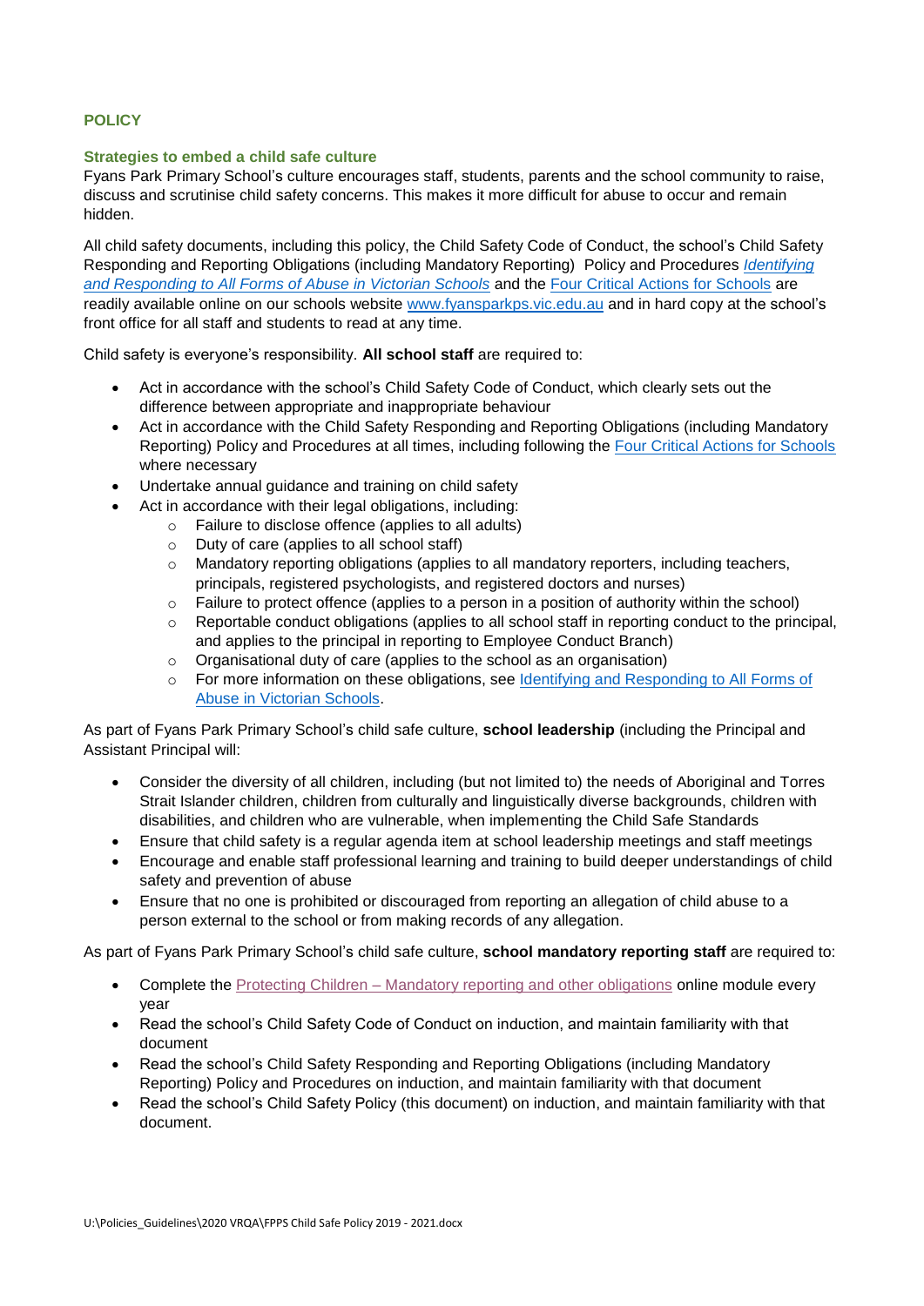## POLICY

### Strategies to embed a child safe culture

Fyans Park Primary School's culture encourages staff, students, parents and the school community to raise, discuss and scrutinise child safety concerns. This makes it more difficult for abuse to occur and remain hidden.

All child safety documents, including this policy, the Child Safety Code of Conduct, the school's Child Safety Responding and Reporting Obligations (including Mandatory Reporting) Policy and Procedures *Identifying and Responding to All Forms of Abuse in Victorian Schools* and the Four Critical Actions for Schools are readily available online on our schools website www.fyansparkps.vic.edu.au and in hard copy at the school's front office for all staff and students to read at any time.

Child safety is everyone's responsibility. **All school staff** are required to:

- Act in accordance with the school's Child Safety Code of Conduct, which clearly sets out the difference between appropriate and inappropriate behaviour
- Act in accordance with the Child Safety Responding and Reporting Obligations (including Mandatory Reporting) Policy and Procedures at all times, including following the Four Critical Actions for Schools where necessary
- Undertake annual guidance and training on child safety
- Act in accordance with their legal obligations, including:
  - Failure to disclose offence (applies to all adults)
  - Duty of care (applies to all school staff)
  - Mandatory reporting obligations (applies to all mandatory reporters, including teachers, principals, registered psychologists, and registered doctors and nurses)
  - Failure to protect offence (applies to a person in a position of authority within the school)
  - Reportable conduct obligations (applies to all school staff in reporting conduct to the principal, and applies to the principal in reporting to Employee Conduct Branch)
  - Organisational duty of care (applies to the school as an organisation)
  - For more information on these obligations, see Identifying and Responding to All Forms of Abuse in Victorian Schools.

As part of Fyans Park Primary School's child safe culture, **school leadership** (including the Principal and Assistant Principal will:

- Consider the diversity of all children, including (but not limited to) the needs of Aboriginal and Torres Strait Islander children, children from culturally and linguistically diverse backgrounds, children with disabilities, and children who are vulnerable, when implementing the Child Safe Standards
- Ensure that child safety is a regular agenda item at school leadership meetings and staff meetings
- Encourage and enable staff professional learning and training to build deeper understandings of child safety and prevention of abuse
- Ensure that no one is prohibited or discouraged from reporting an allegation of child abuse to a person external to the school or from making records of any allegation.

As part of Fyans Park Primary School's child safe culture, **school mandatory reporting staff** are required to:

- Complete the Protecting Children – Mandatory reporting and other obligations online module every year
- Read the school's Child Safety Code of Conduct on induction, and maintain familiarity with that document
- Read the school's Child Safety Responding and Reporting Obligations (including Mandatory Reporting) Policy and Procedures on induction, and maintain familiarity with that document
- Read the school's Child Safety Policy (this document) on induction, and maintain familiarity with that document.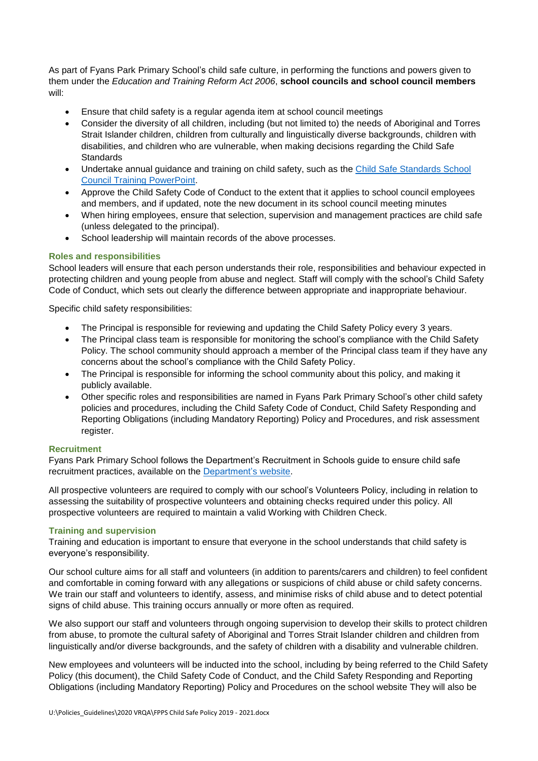As part of Fyans Park Primary School's child safe culture, in performing the functions and powers given to them under the *Education and Training Reform Act 2006*, **school councils and school council members** will:

- Ensure that child safety is a regular agenda item at school council meetings
- Consider the diversity of all children, including (but not limited to) the needs of Aboriginal and Torres Strait Islander children, children from culturally and linguistically diverse backgrounds, children with disabilities, and children who are vulnerable, when making decisions regarding the Child Safe Standards
- Undertake annual guidance and training on child safety, such as the [Child Safe Standards School Council Training PowerPoint](#).
- Approve the Child Safety Code of Conduct to the extent that it applies to school council employees and members, and if updated, note the new document in its school council meeting minutes
- When hiring employees, ensure that selection, supervision and management practices are child safe (unless delegated to the principal).
- School leadership will maintain records of the above processes.

### Roles and responsibilities

School leaders will ensure that each person understands their role, responsibilities and behaviour expected in protecting children and young people from abuse and neglect. Staff will comply with the school's Child Safety Code of Conduct, which sets out clearly the difference between appropriate and inappropriate behaviour.

Specific child safety responsibilities:

- The Principal is responsible for reviewing and updating the Child Safety Policy every 3 years.
- The Principal class team is responsible for monitoring the school's compliance with the Child Safety Policy. The school community should approach a member of the Principal class team if they have any concerns about the school's compliance with the Child Safety Policy.
- The Principal is responsible for informing the school community about this policy, and making it publicly available.
- Other specific roles and responsibilities are named in Fyans Park Primary School's other child safety policies and procedures, including the Child Safety Code of Conduct, Child Safety Responding and Reporting Obligations (including Mandatory Reporting) Policy and Procedures, and risk assessment register.

### Recruitment

Fyans Park Primary School follows the Department's Recruitment in Schools guide to ensure child safe recruitment practices, available on the [Department's website](#).

All prospective volunteers are required to comply with our school's Volunteers Policy, including in relation to assessing the suitability of prospective volunteers and obtaining checks required under this policy. All prospective volunteers are required to maintain a valid Working with Children Check.

### Training and supervision

Training and education is important to ensure that everyone in the school understands that child safety is everyone's responsibility.

Our school culture aims for all staff and volunteers (in addition to parents/carers and children) to feel confident and comfortable in coming forward with any allegations or suspicions of child abuse or child safety concerns. We train our staff and volunteers to identify, assess, and minimise risks of child abuse and to detect potential signs of child abuse. This training occurs annually or more often as required.

We also support our staff and volunteers through ongoing supervision to develop their skills to protect children from abuse, to promote the cultural safety of Aboriginal and Torres Strait Islander children and children from linguistically and/or diverse backgrounds, and the safety of children with a disability and vulnerable children.

New employees and volunteers will be inducted into the school, including by being referred to the Child Safety Policy (this document), the Child Safety Code of Conduct, and the Child Safety Responding and Reporting Obligations (including Mandatory Reporting) Policy and Procedures on the school website They will also be

U:\Policies_Guidelines\2020 VRQA\FPPS Child Safe Policy 2019 - 2021.docx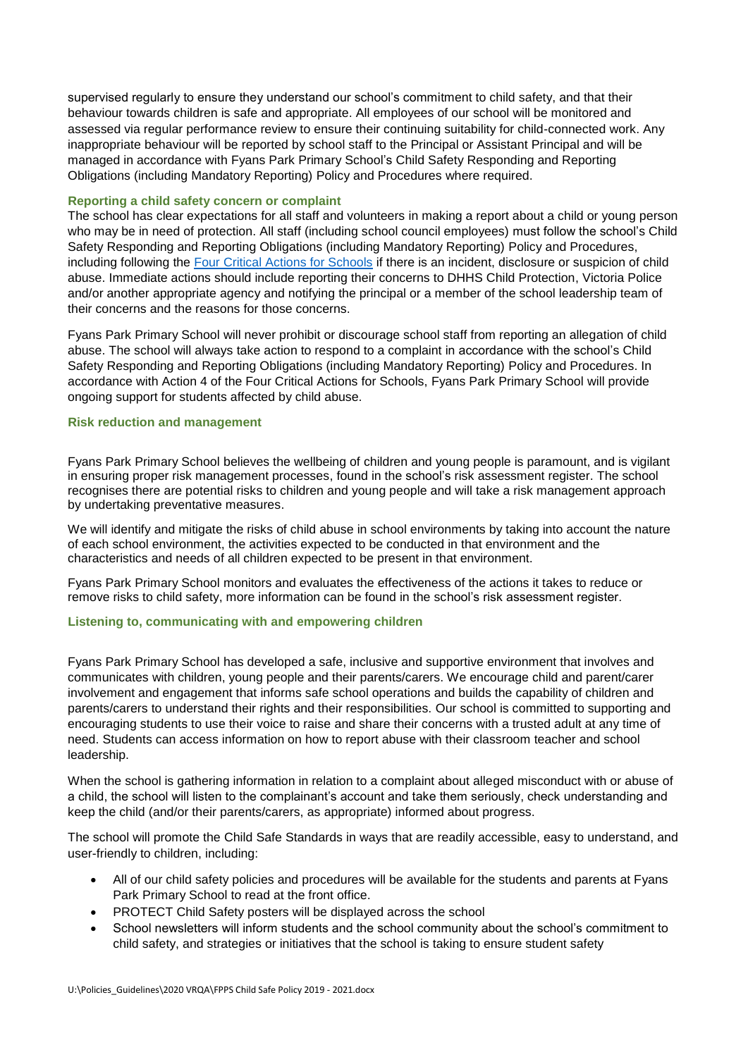supervised regularly to ensure they understand our school's commitment to child safety, and that their behaviour towards children is safe and appropriate. All employees of our school will be monitored and assessed via regular performance review to ensure their continuing suitability for child-connected work. Any inappropriate behaviour will be reported by school staff to the Principal or Assistant Principal and will be managed in accordance with Fyans Park Primary School's Child Safety Responding and Reporting Obligations (including Mandatory Reporting) Policy and Procedures where required.

### Reporting a child safety concern or complaint

The school has clear expectations for all staff and volunteers in making a report about a child or young person who may be in need of protection. All staff (including school council employees) must follow the school's Child Safety Responding and Reporting Obligations (including Mandatory Reporting) Policy and Procedures, including following the Four Critical Actions for Schools if there is an incident, disclosure or suspicion of child abuse. Immediate actions should include reporting their concerns to DHHS Child Protection, Victoria Police and/or another appropriate agency and notifying the principal or a member of the school leadership team of their concerns and the reasons for those concerns.

Fyans Park Primary School will never prohibit or discourage school staff from reporting an allegation of child abuse. The school will always take action to respond to a complaint in accordance with the school's Child Safety Responding and Reporting Obligations (including Mandatory Reporting) Policy and Procedures. In accordance with Action 4 of the Four Critical Actions for Schools, Fyans Park Primary School will provide ongoing support for students affected by child abuse.

### Risk reduction and management

Fyans Park Primary School believes the wellbeing of children and young people is paramount, and is vigilant in ensuring proper risk management processes, found in the school's risk assessment register. The school recognises there are potential risks to children and young people and will take a risk management approach by undertaking preventative measures.

We will identify and mitigate the risks of child abuse in school environments by taking into account the nature of each school environment, the activities expected to be conducted in that environment and the characteristics and needs of all children expected to be present in that environment.

Fyans Park Primary School monitors and evaluates the effectiveness of the actions it takes to reduce or remove risks to child safety, more information can be found in the school's risk assessment register.

### Listening to, communicating with and empowering children

Fyans Park Primary School has developed a safe, inclusive and supportive environment that involves and communicates with children, young people and their parents/carers. We encourage child and parent/carer involvement and engagement that informs safe school operations and builds the capability of children and parents/carers to understand their rights and their responsibilities. Our school is committed to supporting and encouraging students to use their voice to raise and share their concerns with a trusted adult at any time of need. Students can access information on how to report abuse with their classroom teacher and school leadership.

When the school is gathering information in relation to a complaint about alleged misconduct with or abuse of a child, the school will listen to the complainant's account and take them seriously, check understanding and keep the child (and/or their parents/carers, as appropriate) informed about progress.

The school will promote the Child Safe Standards in ways that are readily accessible, easy to understand, and user-friendly to children, including:

- All of our child safety policies and procedures will be available for the students and parents at Fyans Park Primary School to read at the front office.
- PROTECT Child Safety posters will be displayed across the school
- School newsletters will inform students and the school community about the school's commitment to child safety, and strategies or initiatives that the school is taking to ensure student safety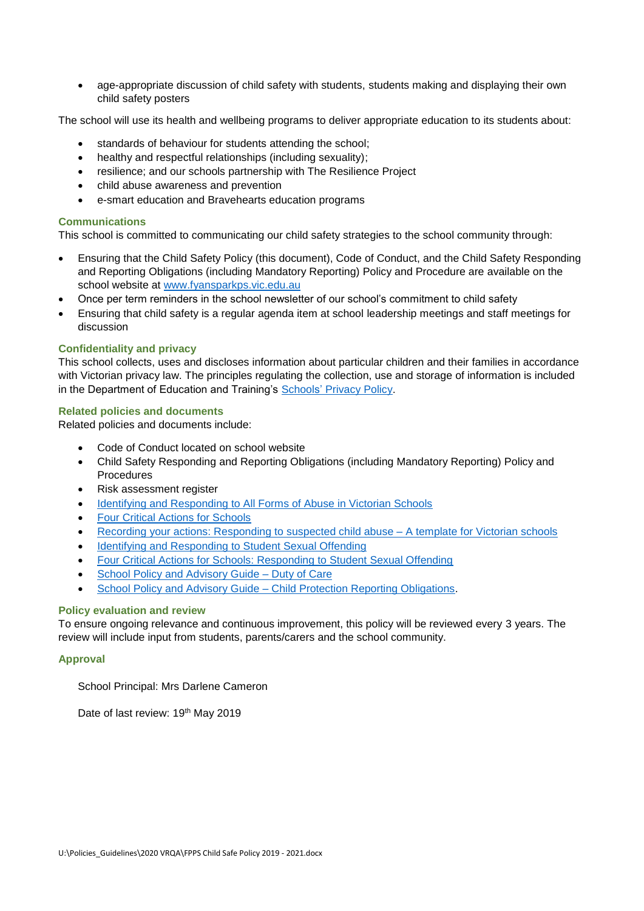- age-appropriate discussion of child safety with students, students making and displaying their own child safety posters

The school will use its health and wellbeing programs to deliver appropriate education to its students about:

- standards of behaviour for students attending the school;
- healthy and respectful relationships (including sexuality);
- resilience; and our schools partnership with The Resilience Project
- child abuse awareness and prevention
- e-smart education and Bravehearts education programs

### Communications

This school is committed to communicating our child safety strategies to the school community through:

- Ensuring that the Child Safety Policy (this document), Code of Conduct, and the Child Safety Responding and Reporting Obligations (including Mandatory Reporting) Policy and Procedure are available on the school website at [www.fyansparkps.vic.edu.au](www.fyansparkps.vic.edu.au)
- Once per term reminders in the school newsletter of our school's commitment to child safety
- Ensuring that child safety is a regular agenda item at school leadership meetings and staff meetings for discussion

### Confidentiality and privacy

This school collects, uses and discloses information about particular children and their families in accordance with Victorian privacy law. The principles regulating the collection, use and storage of information is included in the Department of Education and Training's Schools' Privacy Policy.

### Related policies and documents

Related policies and documents include:

- Code of Conduct located on school website
- Child Safety Responding and Reporting Obligations (including Mandatory Reporting) Policy and Procedures
- Risk assessment register
- Identifying and Responding to All Forms of Abuse in Victorian Schools
- Four Critical Actions for Schools
- Recording your actions: Responding to suspected child abuse – A template for Victorian schools
- Identifying and Responding to Student Sexual Offending
- Four Critical Actions for Schools: Responding to Student Sexual Offending
- School Policy and Advisory Guide – Duty of Care
- School Policy and Advisory Guide – Child Protection Reporting Obligations.

### Policy evaluation and review

To ensure ongoing relevance and continuous improvement, this policy will be reviewed every 3 years. The review will include input from students, parents/carers and the school community.

### Approval

School Principal: Mrs Darlene Cameron

Date of last review: 19th May 2019

U:\Policies_Guidelines\2020 VRQA\FPPS Child Safe Policy 2019 - 2021.docx